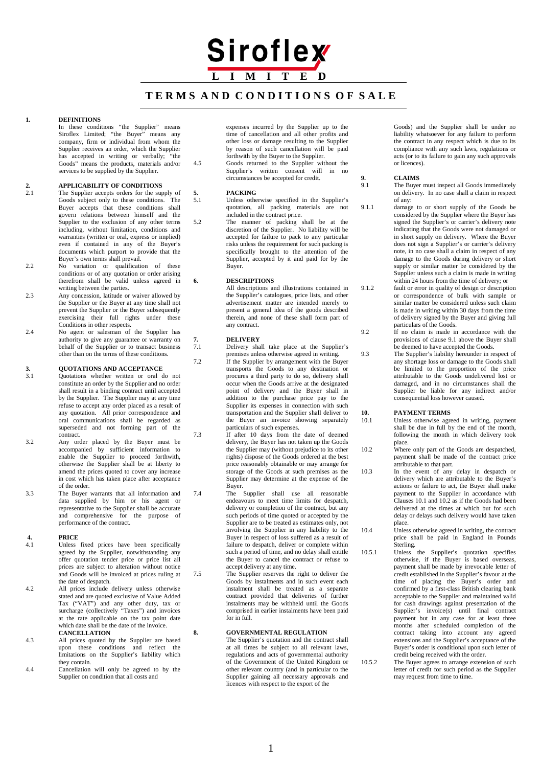# Siroflex LIMITED

## TERMS AND CONDITIONS OF SALE

### 1. DEFINITIONS

In these conditions "the Supplier" means Siroflex Limited; "the Buyer" means any company, firm or individual from whom the Supplier receives an order, which the Supplier has accepted in writing or verbally; "the Goods" means the products, materials and/or services to be supplied by the Supplier.

### 2. APPLICABILITY OF CONDITIONS

2.1 The Supplier accepts orders for the supply of Goods subject only to these conditions. The Buyer accepts that these conditions shall govern relations between himself and the Supplier to the exclusion of any other terms including, without limitation, conditions and warranties (written or oral, express or implied) even if contained in any of the Buyer's documents which purport to provide that the Buyer's own terms shall prevail.

2.2 No variation or qualification of these conditions or of any quotation or order arising therefrom shall be valid unless agreed in writing between the parties.

2.3 Any concession, latitude or waiver allowed by the Supplier or the Buyer at any time shall not prevent the Supplier or the Buyer subsequently exercising their full rights under these Conditions in other respects.

2.4 No agent or salesman of the Supplier has authority to give any guarantee or warranty on behalf of the Supplier or to transact business other than on the terms of these conditions.

### 3. QUOTATIONS AND ACCEPTANCE

3.1 Quotations whether written or oral do not constitute an order by the Supplier and no order shall result in a binding contract until accepted by the Supplier. The Supplier may at any time refuse to accept any order placed as a result of any quotation. All prior correspondence and oral communications shall be regarded as superseded and not forming part of the contract.

3.2 Any order placed by the Buyer must be accompanied by sufficient information to enable the Supplier to proceed forthwith, otherwise the Supplier shall be at liberty to amend the prices quoted to cover any increase in cost which has taken place after acceptance of the order.

3.3 The Buyer warrants that all information and data supplied by him or his agent or representative to the Supplier shall be accurate and comprehensive for the purpose of performance of the contract.

### 4. PRICE

4.1 Unless fixed prices have been specifically agreed by the Supplier, notwithstanding any offer quotation tender price or price list all prices are subject to alteration without notice and Goods will be invoiced at prices ruling at the date of despatch.

4.2 All prices include delivery unless otherwise stated and are quoted exclusive of Value Added Tax ("VAT") and any other duty, tax or surcharge (collectively "Taxes") and invoices at the rate applicable on the tax point date which date shall be the date of the invoice.

**CANCELLATION**

4.3 All prices quoted by the Supplier are based upon these conditions and reflect the limitations on the Supplier's liability which they contain.

4.4 Cancellation will only be agreed to by the Supplier on condition that all costs and expenses incurred by the Supplier up to the time of cancellation and all other profits and other loss or damage resulting to the Supplier by reason of such cancellation will be paid forthwith by the Buyer to the Supplier.

4.5 Goods returned to the Supplier without the Supplier's written consent will in no circumstances be accepted for credit.

### 5. PACKING

5.1 Unless otherwise specified in the Supplier's quotation, all packing materials are not included in the contract price.

5.2 The manner of packing shall be at the discretion of the Supplier. No liability will be accepted for failure to pack to any particular risks unless the requirement for such packing is specifically brought to the attention of the Supplier, accepted by it and paid for by the Buyer.

### 6. DESCRIPTIONS

All descriptions and illustrations contained in the Supplier's catalogues, price lists, and other advertisement matter are intended merely to present a general idea of the goods described therein, and none of these shall form part of any contract.

### 7. DELIVERY

7.1 Delivery shall take place at the Supplier's premises unless otherwise agreed in writing.

7.2 If the Supplier by arrangement with the Buyer transports the Goods to any destination or procures a third party to do so, delivery shall occur when the Goods arrive at the designated point of delivery and the Buyer shall in addition to the purchase price pay to the Supplier its expenses in connection with such transportation and the Supplier shall deliver to the Buyer an invoice showing separately particulars of such expenses.

7.3 If after 10 days from the date of deemed delivery, the Buyer has not taken up the Goods the Supplier may (without prejudice to its other rights) dispose of the Goods ordered at the best price reasonably obtainable or may arrange for storage of the Goods at such premises as the Supplier may determine at the expense of the Buyer.

7.4 The Supplier shall use all reasonable endeavours to meet time limits for despatch, delivery or completion of the contract, but any such periods of time quoted or accepted by the Supplier are to be treated as estimates only, not involving the Supplier in any liability to the Buyer in respect of loss suffered as a result of failure to despatch, deliver or complete within such a period of time, and no delay shall entitle the Buyer to cancel the contract or refuse to accept delivery at any time.

7.5 The Supplier reserves the right to deliver the Goods by instalments and in such event each instalment shall be treated as a separate contract provided that deliveries of further instalments may be withheld until the Goods comprised in earlier instalments have been paid for in full.

### 8. GOVERNMENTAL REGULATION

The Supplier's quotation and the contract shall at all times be subject to all relevant laws, regulations and acts of governmental authority of the Government of the United Kingdom or other relevant country (and in particular to the Supplier gaining all necessary approvals and licences with respect to the export of the Goods) and the Supplier shall be under no liability whatsoever for any failure to perform the contract in any respect which is due to its compliance with any such laws, regulations or acts (or to its failure to gain any such approvals or licences).

### 9. CLAIMS

9.1 The Buyer must inspect all Goods immediately on delivery. In no case shall a claim in respect of any:

9.1.1 damage to or short supply of the Goods be considered by the Supplier where the Buyer has signed the Supplier's or carrier's delivery note indicating that the Goods were not damaged or in short supply on delivery. Where the Buyer does not sign a Supplier's or carrier's delivery note, in no case shall a claim in respect of any damage to the Goods during delivery or short supply or similar matter be considered by the Supplier unless such a claim is made in writing within 24 hours from the time of delivery; or

9.1.2 fault or error in quality of design or description or correspondence of bulk with sample or similar matter be considered unless such claim is made in writing within 30 days from the time of delivery signed by the Buyer and giving full particulars of the Goods.

9.2 If no claim is made in accordance with the provisions of clause 9.1 above the Buyer shall be deemed to have accepted the Goods.

9.3 The Supplier's liability hereunder in respect of any shortage loss or damage to the Goods shall be limited to the proportion of the price attributable to the Goods undelivered lost or damaged, and in no circumstances shall the Supplier be liable for any indirect and/or consequential loss however caused.

### 10. PAYMENT TERMS

10.1 Unless otherwise agreed in writing, payment shall be due in full by the end of the month, following the month in which delivery took place.

10.2 Where only part of the Goods are despatched, payment shall be made of the contract price attributable to that part.

10.3 In the event of any delay in despatch or delivery which are attributable to the Buyer's actions or failure to act, the Buyer shall make payment to the Supplier in accordance with Clauses 10.1 and 10.2 as if the Goods had been delivered at the times at which but for such delay or delays such delivery would have taken place.

10.4 Unless otherwise agreed in writing, the contract price shall be paid in England in Pounds Sterling.

10.5.1 Unless the Supplier's quotation specifies otherwise, if the Buyer is based overseas, payment shall be made by irrevocable letter of credit established in the Supplier's favour at the time of placing the Buyer's order and confirmed by a first-class British clearing bank acceptable to the Supplier and maintained valid for cash drawings against presentation of the Supplier's invoice(s) until final contract payment but in any case for at least three months after scheduled completion of the contract taking into account any agreed extensions and the Supplier's acceptance of the Buyer's order is conditional upon such letter of credit being received with the order.

10.5.2 The Buyer agrees to arrange extension of such letter of credit for such period as the Supplier may request from time to time.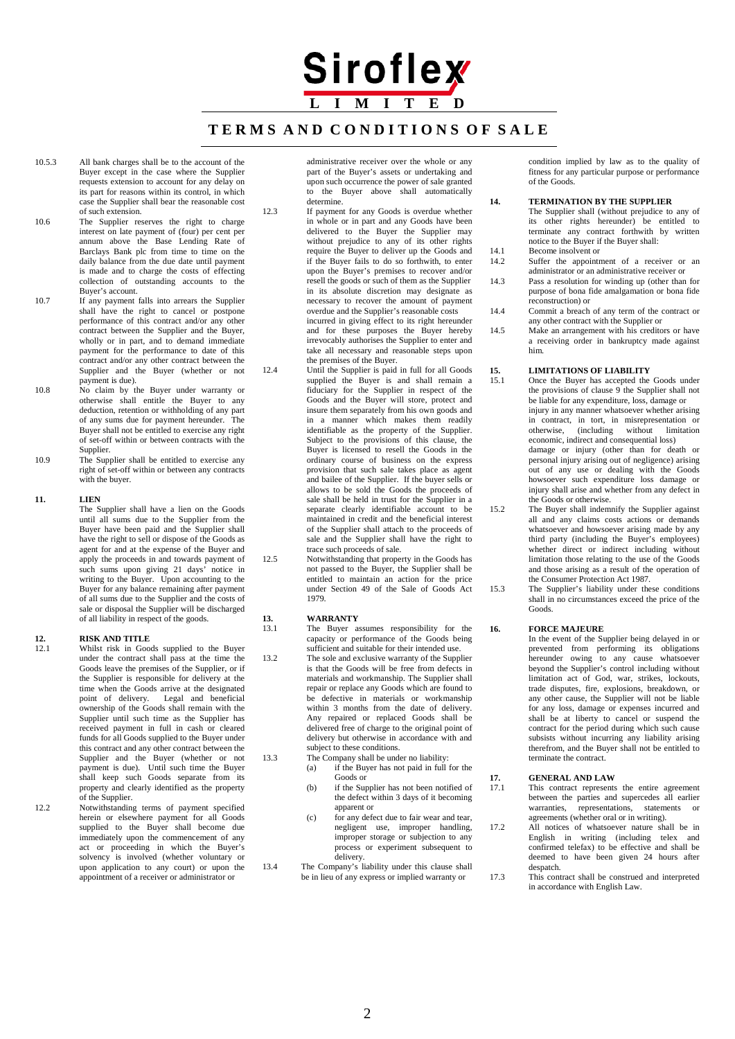# Siroflex LIMITED

## TERMS AND CONDITIONS OF SALE

10.5.3 All bank charges shall be to the account of the Buyer except in the case where the Supplier requests extension to account for any delay on its part for reasons within its control, in which case the Supplier shall bear the reasonable cost of such extension.

10.6 The Supplier reserves the right to charge interest on late payment of (four) per cent per annum above the Base Lending Rate of Barclays Bank plc from time to time on the daily balance from the due date until payment is made and to charge the costs of effecting collection of outstanding accounts to the Buyer's account.

10.7 If any payment falls into arrears the Supplier shall have the right to cancel or postpone performance of this contract and/or any other contract between the Supplier and the Buyer, wholly or in part, and to demand immediate payment for the performance to date of this contract and/or any other contract between the Supplier and the Buyer (whether or not payment is due).

10.8 No claim by the Buyer under warranty or otherwise shall entitle the Buyer to any deduction, retention or withholding of any part of any sums due for payment hereunder. The Buyer shall not be entitled to exercise any right of set-off within or between contracts with the Supplier.

10.9 The Supplier shall be entitled to exercise any right of set-off within or between any contracts with the buyer.

**11. LIEN**

The Supplier shall have a lien on the Goods until all sums due to the Supplier from the Buyer have been paid and the Supplier shall have the right to sell or dispose of the Goods as agent for and at the expense of the Buyer and apply the proceeds in and towards payment of such sums upon giving 21 days' notice in writing to the Buyer. Upon accounting to the Buyer for any balance remaining after payment of all sums due to the Supplier and the costs of sale or disposal the Supplier will be discharged of all liability in respect of the goods.

**12. RISK AND TITLE**

12.1 Whilst risk in Goods supplied to the Buyer under the contract shall pass at the time the Goods leave the premises of the Supplier, or if the Supplier is responsible for delivery at the time when the Goods arrive at the designated point of delivery. Legal and beneficial ownership of the Goods shall remain with the Supplier until such time as the Supplier has received payment in full in cash or cleared funds for all Goods supplied to the Buyer under this contract and any other contract between the Supplier and the Buyer (whether or not payment is due). Until such time the Buyer shall keep such Goods separate from its property and clearly identified as the property of the Supplier.

12.2 Notwithstanding terms of payment specified herein or elsewhere payment for all Goods supplied to the Buyer shall become due immediately upon the commencement of any act or proceeding in which the Buyer's solvency is involved (whether voluntary or upon application to any court) or upon the appointment of a receiver or administrator or administrative receiver over the whole or any part of the Buyer's assets or undertaking and upon such occurrence the power of sale granted to the Buyer above shall automatically determine.

12.3 If payment for any Goods is overdue whether in whole or in part and any Goods have been delivered to the Buyer the Supplier may without prejudice to any of its other rights require the Buyer to deliver up the Goods and if the Buyer fails to do so forthwith, to enter upon the Buyer's premises to recover and/or resell the goods or such of them as the Supplier in its absolute discretion may designate as necessary to recover the amount of payment overdue and the Supplier's reasonable costs incurred in giving effect to its right hereunder and for these purposes the Buyer hereby irrevocably authorises the Supplier to enter and take all necessary and reasonable steps upon the premises of the Buyer.

12.4 Until the Supplier is paid in full for all Goods supplied the Buyer is and shall remain a fiduciary for the Supplier in respect of the Goods and the Buyer will store, protect and insure them separately from his own goods and in a manner which makes them readily identifiable as the property of the Supplier. Subject to the provisions of this clause, the Buyer is licensed to resell the Goods in the ordinary course of business on the express provision that such sale takes place as agent and bailee of the Supplier. If the buyer sells or allows to be sold the Goods the proceeds of sale shall be held in trust for the Supplier in a separate clearly identifiable account to be maintained in credit and the beneficial interest of the Supplier shall attach to the proceeds of sale and the Supplier shall have the right to trace such proceeds of sale.

12.5 Notwithstanding that property in the Goods has not passed to the Buyer, the Supplier shall be entitled to maintain an action for the price under Section 49 of the Sale of Goods Act 1979.

**13. WARRANTY**

13.1 The Buyer assumes responsibility for the capacity or performance of the Goods being sufficient and suitable for their intended use.

13.2 The sole and exclusive warranty of the Supplier is that the Goods will be free from defects in materials and workmanship. The Supplier shall repair or replace any Goods which are found to be defective in materials or workmanship within 3 months from the date of delivery. Any repaired or replaced Goods shall be delivered free of charge to the original point of delivery but otherwise in accordance with and subject to these conditions.

13.3 The Company shall be under no liability:

(a) if the Buyer has not paid in full for the Goods or

(b) if the Supplier has not been notified of the defect within 3 days of it becoming apparent or

(c) for any defect due to fair wear and tear, negligent use, improper handling, improper storage or subjection to any process or experiment subsequent to delivery.

13.4 The Company's liability under this clause shall be in lieu of any express or implied warranty or condition implied by law as to the quality of fitness for any particular purpose or performance of the Goods.

**14. TERMINATION BY THE SUPPLIER**

The Supplier shall (without prejudice to any of its other rights hereunder) be entitled to terminate any contract forthwith by written notice to the Buyer if the Buyer shall:

14.1 Become insolvent or

14.2 Suffer the appointment of a receiver or an administrator or an administrative receiver or

14.3 Pass a resolution for winding up (other than for purpose of bona fide amalgamation or bona fide reconstruction) or

14.4 Commit a breach of any term of the contract or any other contract with the Supplier or

14.5 Make an arrangement with his creditors or have a receiving order in bankruptcy made against him.

**15. LIMITATIONS OF LIABILITY**

15.1 Once the Buyer has accepted the Goods under the provisions of clause 9 the Supplier shall not be liable for any expenditure, loss, damage or injury in any manner whatsoever whether arising in contract, in tort, in misrepresentation or otherwise, (including without limitation economic, indirect and consequential loss) damage or injury (other than for death or personal injury arising out of negligence) arising out of any use or dealing with the Goods howsoever such expenditure loss damage or injury shall arise and whether from any defect in the Goods or otherwise.

15.2 The Buyer shall indemnify the Supplier against all and any claims costs actions or demands whatsoever and howsoever arising made by any third party (including the Buyer's employees) whether direct or indirect including without limitation those relating to the use of the Goods and those arising as a result of the operation of the Consumer Protection Act 1987.

15.3 The Supplier's liability under these conditions shall in no circumstances exceed the price of the Goods.

**16. FORCE MAJEURE**

In the event of the Supplier being delayed in or prevented from performing its obligations hereunder owing to any cause whatsoever beyond the Supplier's control including without limitation act of God, war, strikes, lockouts, trade disputes, fire, explosions, breakdown, or any other cause, the Supplier will not be liable for any loss, damage or expenses incurred and shall be at liberty to cancel or suspend the contract for the period during which such cause subsists without incurring any liability arising therefrom, and the Buyer shall not be entitled to terminate the contract.

**17. GENERAL AND LAW**

17.1 This contract represents the entire agreement between the parties and supercedes all earlier warranties, representations, statements or agreements (whether oral or in writing).

17.2 All notices of whatsoever nature shall be in English in writing (including telex and confirmed telefax) to be effective and shall be deemed to have been given 24 hours after despatch.

17.3 This contract shall be construed and interpreted in accordance with English Law.